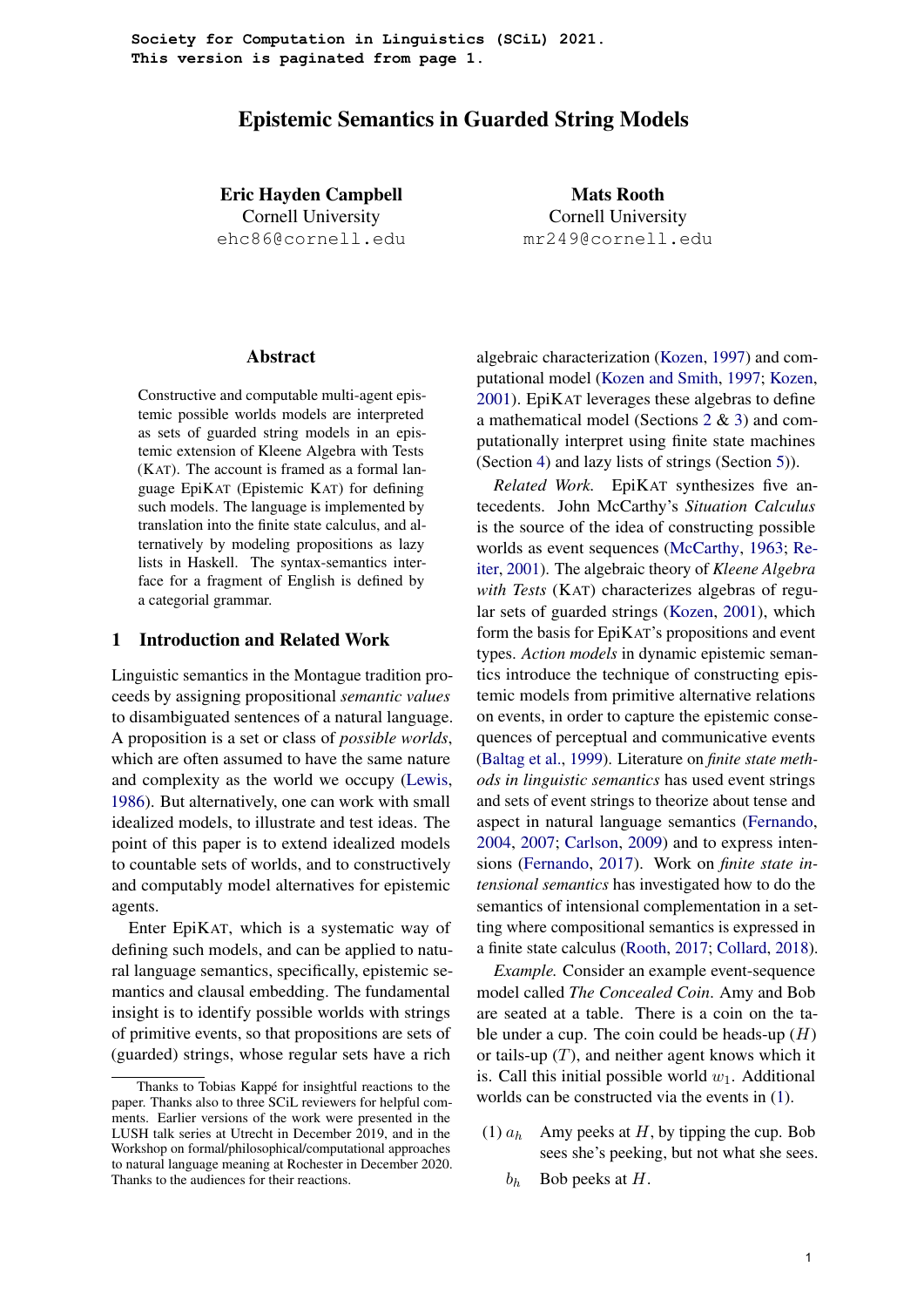Society for Computation in Linguistics (SCiL) 2021.
This version is paginated from page 1.

# Epistemic Semantics in Guarded String Models

**Eric Hayden Campbell**
Cornell University
ehc86@cornell.edu

**Mats Rooth**
Cornell University
mr249@cornell.edu

## Abstract

Constructive and computable multi-agent epistemic possible worlds models are interpreted as sets of guarded string models in an epistemic extension of Kleene Algebra with Tests (KAT). The account is framed as a formal language EpiKAT (Epistemic KAT) for defining such models. The language is implemented by translation into the finite state calculus, and alternatively by modeling propositions as lazy lists in Haskell. The syntax-semantics interface for a fragment of English is defined by a categorial grammar.

## 1 Introduction and Related Work

Linguistic semantics in the Montague tradition proceeds by assigning propositional *semantic values* to disambiguated sentences of a natural language. A proposition is a set or class of *possible worlds*, which are often assumed to have the same nature and complexity as the world we occupy (Lewis, 1986). But alternatively, one can work with small idealized models, to illustrate and test ideas. The point of this paper is to extend idealized models to countable sets of worlds, and to constructively and computably model alternatives for epistemic agents.

Enter EpiKAT, which is a systematic way of defining such models, and can be applied to natural language semantics, specifically, epistemic semantics and clausal embedding. The fundamental insight is to identify possible worlds with strings of primitive events, so that propositions are sets of (guarded) strings, whose regular sets have a rich algebraic characterization (Kozen, 1997) and computational model (Kozen and Smith, 1997; Kozen, 2001). EpiKAT leverages these algebras to define a mathematical model (Sections 2 & 3) and computationally interpret using finite state machines (Section 4) and lazy lists of strings (Section 5)).

*Related Work.* EpiKAT synthesizes five antecedents. John McCarthy's *Situation Calculus* is the source of the idea of constructing possible worlds as event sequences (McCarthy, 1963; Reiter, 2001). The algebraic theory of *Kleene Algebra with Tests* (KAT) characterizes algebras of regular sets of guarded strings (Kozen, 2001), which form the basis for EpiKAT's propositions and event types. *Action models* in dynamic epistemic semantics introduce the technique of constructing epistemic models from primitive alternative relations on events, in order to capture the epistemic consequences of perceptual and communicative events (Baltag et al., 1999). Literature on *finite state methods in linguistic semantics* has used event strings and sets of event strings to theorize about tense and aspect in natural language semantics (Fernando, 2004, 2007; Carlson, 2009) and to express intensions (Fernando, 2017). Work on *finite state intensional semantics* has investigated how to do the semantics of intensional complementation in a setting where compositional semantics is expressed in a finite state calculus (Rooth, 2017; Collard, 2018).

*Example.* Consider an example event-sequence model called *The Concealed Coin*. Amy and Bob are seated at a table. There is a coin on the table under a cup. The coin could be heads-up ($H$) or tails-up ($T$), and neither agent knows which it is. Call this initial possible world $w_1$. Additional worlds can be constructed via the events in (1).

(1) $a_h$ Amy peeks at $H$, by tipping the cup. Bob sees she's peeking, but not what she sees.

$b_h$ Bob peeks at $H$.

Thanks to Tobias Kappé for insightful reactions to the paper. Thanks also to three SCiL reviewers for helpful comments. Earlier versions of the work were presented in the LUSH talk series at Utrecht in December 2019, and in the Workshop on formal/philosophical/computational approaches to natural language meaning at Rochester in December 2020. Thanks to the audiences for their reactions.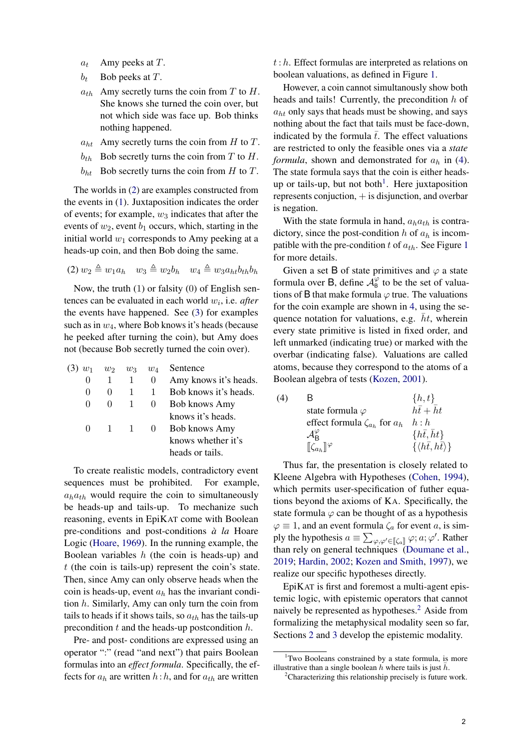| | |
|---|---|
| $a_t$ | Amy peeks at $T$. |
| $b_t$ | Bob peeks at $T$. |
| $a_{th}$ | Amy secretly turns the coin from $T$ to $H$. She knows she turned the coin over, but not which side was face up. Bob thinks nothing happened. |
| $a_{ht}$ | Amy secretly turns the coin from $H$ to $T$. |
| $b_{th}$ | Bob secretly turns the coin from $T$ to $H$. |
| $b_{ht}$ | Bob secretly turns the coin from $H$ to $T$. |

The worlds in (2) are examples constructed from the events in (1). Juxtaposition indicates the order of events; for example, $w_3$ indicates that after the events of $w_2$, event $b_1$ occurs, which, starting in the initial world $w_1$ corresponds to Amy peeking at a heads-up coin, and then Bob doing the same.

(2) $w_2 \triangleq w_1 a_h \quad w_3 \triangleq w_2 b_h \quad w_4 \triangleq w_3 a_{ht} b_{th} b_h$

Now, the truth (1) or falsity (0) of English sentences can be evaluated in each world $w_i$, i.e. *after* the events have happened. See (3) for examples such as in $w_4$, where Bob knows it's heads (because he peeked after turning the coin), but Amy does not (because Bob secretly turned the coin over).

(3)

| $w_1$ | $w_2$ | $w_3$ | $w_4$ | Sentence |
|---|---|---|---|---|
| 0 | 1 | 1 | 0 | Amy knows it's heads. |
| 0 | 0 | 1 | 1 | Bob knows it's heads. |
| 0 | 0 | 1 | 0 | Bob knows Amy knows it's heads. |
| 0 | 1 | 1 | 0 | Bob knows Amy knows whether it's heads or tails. |

To create realistic models, contradictory event sequences must be prohibited. For example, $a_h a_{th}$ would require the coin to simultaneously be heads-up and tails-up. To mechanize such reasoning, events in EpiKAT come with Boolean pre-conditions and post-conditions *à la* Hoare Logic (Hoare, 1969). In the running example, the Boolean variables $h$ (the coin is heads-up) and $t$ (the coin is tails-up) represent the coin's state. Then, since Amy can only observe heads when the coin is heads-up, event $a_h$ has the invariant condition $h$. Similarly, Amy can only turn the coin from tails to heads if it shows tails, so $a_{th}$ has the tails-up precondition $t$ and the heads-up postcondition $h$.

Pre- and post- conditions are expressed using an operator ":" (read "and next") that pairs Boolean formulas into an *effect formula*. Specifically, the effects for $a_h$ are written $h:h$, and for $a_{th}$ are written $t:h$. Effect formulas are interpreted as relations on boolean valuations, as defined in Figure 1.

However, a coin cannot simultanously show both heads and tails! Currently, the precondition $h$ of $a_{ht}$ only says that heads must be showing, and says nothing about the fact that tails must be face-down, indicated by the formula $\bar{t}$. The effect valuations are restricted to only the feasible ones via a *state formula*, shown and demonstrated for $a_h$ in (4). The state formula says that the coin is either heads-up or tails-up, but not both[1]. Here juxtaposition represents conjuction, $+$ is disjunction, and overbar is negation.

With the state formula in hand, $a_h a_{th}$ is contradictory, since the post-condition $h$ of $a_h$ is incompatible with the pre-condition $t$ of $a_{th}$. See Figure 1 for more details.

Given a set $\mathsf{B}$ of state primitives and $\varphi$ a state formula over $\mathsf{B}$, define $\mathcal{A}^{\varphi}_{\mathsf{B}}$ to be the set of valuations of $\mathsf{B}$ that make formula $\varphi$ true. The valuations for the coin example are shown in 4, using the sequence notation for valuations, e.g. $\bar{h}t$, wherein every state primitive is listed in fixed order, and left unmarked (indicating true) or marked with the overbar (indicating false). Valuations are called atoms, because they correspond to the atoms of a Boolean algebra of tests (Kozen, 2001).

(4)

| | |
|---|---|
| $\mathsf{B}$ | $\{h, t\}$ |
| state formula $\varphi$ | $h\bar{t} + \bar{h}t$ |
| effect formula $\zeta_{a_h}$ for $a_h$ | $h:h$ |
| $\mathcal{A}^{\varphi}_{\mathsf{B}}$ | $\{h\bar{t}, \bar{h}t\}$ |
| $[\![\zeta_{a_h}]\!]^{\varphi}$ | $\{\langle h\bar{t}, h\bar{t}\rangle\}$ |

Thus far, the presentation is closely related to Kleene Algebra with Hypotheses (Cohen, 1994), which permits user-specification of futher equations beyond the axioms of KA. Specifically, the state formula $\varphi$ can be thought of as a hypothesis $\varphi \equiv 1$, and an event formula $\zeta_a$ for event $a$, is simply the hypothesis $a \equiv \sum_{\varphi,\varphi' \in [\![\zeta_a]\!]} \varphi; a; \varphi'$. Rather than rely on general techniques (Doumane et al., 2019; Hardin, 2002; Kozen and Smith, 1997), we realize our specific hypotheses directly.

EpiKAT is first and foremost a multi-agent epistemic logic, with epistemic operators that cannot naively be represented as hypotheses.[2] Aside from formalizing the metaphysical modality seen so far, Sections 2 and 3 develop the epistemic modality.

[1] Two Booleans constrained by a state formula, is more illustrative than a single boolean $h$ where tails is just $\bar{h}$.

[2] Characterizing this relationship precisely is future work.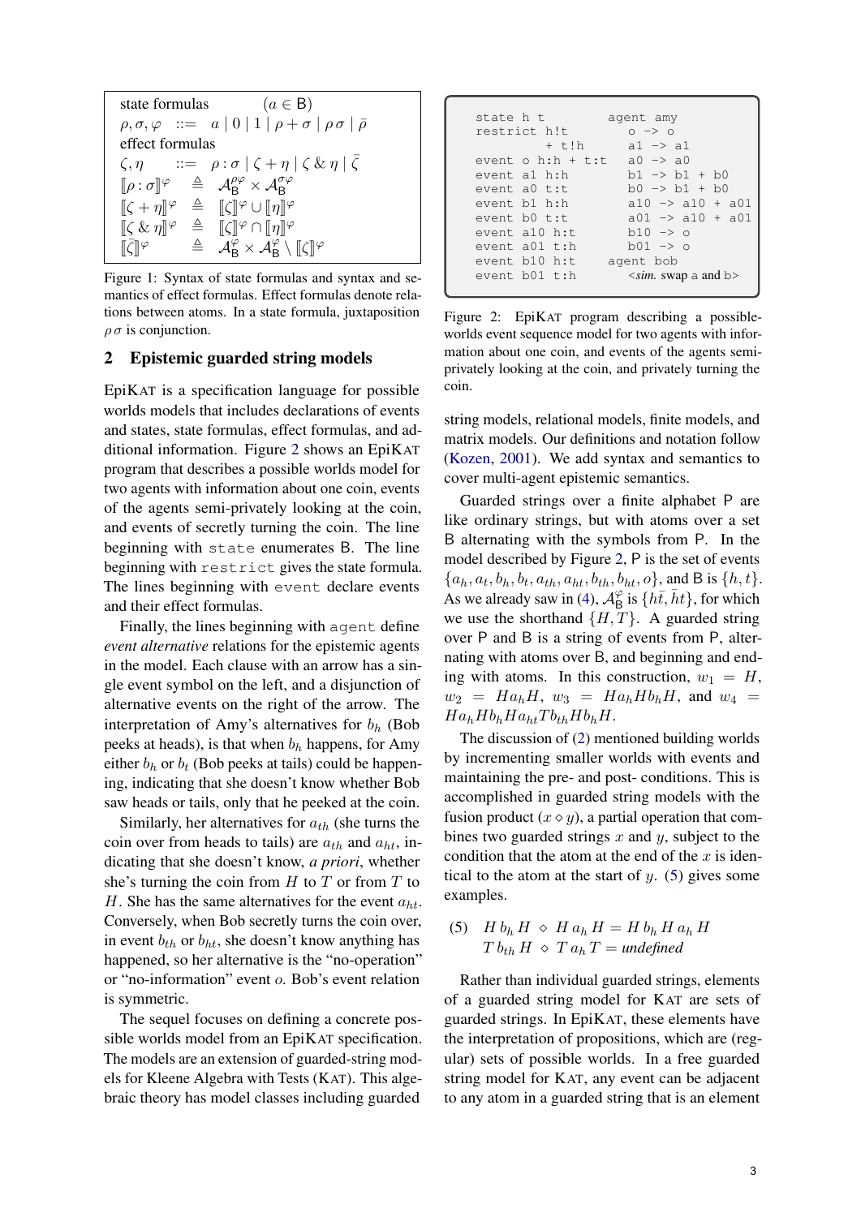state formulas $\quad (a \in \mathsf{B})$

$\rho, \sigma, \varphi \quad ::= \quad a \mid 0 \mid 1 \mid \rho + \sigma \mid \rho\,\sigma \mid \bar{\rho}$

effect formulas

$\zeta, \eta \quad ::= \quad \rho : \sigma \mid \zeta + \eta \mid \zeta \,\&\, \eta \mid \bar{\zeta}$

$$[\![\rho : \sigma]\!]^\varphi \triangleq \mathcal{A}_\mathsf{B}^{\rho\varphi} \times \mathcal{A}_\mathsf{B}^{\sigma\varphi}$$
$$[\![\zeta + \eta]\!]^\varphi \triangleq [\![\zeta]\!]^\varphi \cup [\![\eta]\!]^\varphi$$
$$[\![\zeta \,\&\, \eta]\!]^\varphi \triangleq [\![\zeta]\!]^\varphi \cap [\![\eta]\!]^\varphi$$
$$[\![\bar{\zeta}]\!]^\varphi \triangleq \mathcal{A}_\mathsf{B}^\varphi \times \mathcal{A}_\mathsf{B}^\varphi \setminus [\![\zeta]\!]^\varphi$$

Figure 1: Syntax of state formulas and syntax and semantics of effect formulas. Effect formulas denote relations between atoms. In a state formula, juxtaposition $\rho\,\sigma$ is conjunction.

## 2 Epistemic guarded string models

EpiKAT is a specification language for possible worlds models that includes declarations of events and states, state formulas, effect formulas, and additional information. Figure 2 shows an EpiKAT program that describes a possible worlds model for two agents with information about one coin, events of the agents semi-privately looking at the coin, and events of secretly turning the coin. The line beginning with `state` enumerates B. The line beginning with `restrict` gives the state formula. The lines beginning with `event` declare events and their effect formulas.

Finally, the lines beginning with `agent` define *event alternative* relations for the epistemic agents in the model. Each clause with an arrow has a single event symbol on the left, and a disjunction of alternative events on the right of the arrow. The interpretation of Amy's alternatives for $b_h$ (Bob peeks at heads), is that when $b_h$ happens, for Amy either $b_h$ or $b_t$ (Bob peeks at tails) could be happening, indicating that she doesn't know whether Bob saw heads or tails, only that he peeked at the coin.

Similarly, her alternatives for $a_{th}$ (she turns the coin over from heads to tails) are $a_{th}$ and $a_{ht}$, indicating that she doesn't know, *a priori*, whether she's turning the coin from $H$ to $T$ or from $T$ to $H$. She has the same alternatives for the event $a_{ht}$. Conversely, when Bob secretly turns the coin over, in event $b_{th}$ or $b_{ht}$, she doesn't know anything has happened, so her alternative is the "no-operation" or "no-information" event $o$. Bob's event relation is symmetric.

The sequel focuses on defining a concrete possible worlds model from an EpiKAT specification. The models are an extension of guarded-string models for Kleene Algebra with Tests (KAT). This algebraic theory has model classes including guarded

```
state h t            agent amy
restrict h!t           o -> o
         + t!h         a1 -> a1
event o h:h + t:t      a0 -> a0
event a1 h:h           b1 -> b1 + b0
event a0 t:t           b0 -> b1 + b0
event b1 h:h           a10 -> a10 + a01
event b0 t:t           a01 -> a10 + a01
event a10 h:t          b10 -> o
event a01 t:h          b01 -> o
event b10 h:t        agent bob
event b01 t:h          <sim. swap a and b>
```

Figure 2: EpiKAT program describing a possible-worlds event sequence model for two agents with information about one coin, and events of the agents semi-privately looking at the coin, and privately turning the coin.

string models, relational models, finite models, and matrix models. Our definitions and notation follow (Kozen, 2001). We add syntax and semantics to cover multi-agent epistemic semantics.

Guarded strings over a finite alphabet P are like ordinary strings, but with atoms over a set B alternating with the symbols from P. In the model described by Figure 2, P is the set of events $\{a_h, a_t, b_h, b_t, a_{th}, a_{ht}, b_{th}, b_{ht}, o\}$, and B is $\{h, t\}$. As we already saw in (4), $\mathcal{A}_\mathsf{B}^\varphi$ is $\{h\bar{t}, \bar{h}t\}$, for which we use the shorthand $\{H, T\}$. A guarded string over P and B is a string of events from P, alternating with atoms over B, and beginning and ending with atoms. In this construction, $w_1 = H$, $w_2 = Ha_hH$, $w_3 = Ha_hHb_hH$, and $w_4 = Ha_hHb_hHa_{ht}Tb_{th}Hb_hH$.

The discussion of (2) mentioned building worlds by incrementing smaller worlds with events and maintaining the pre- and post- conditions. This is accomplished in guarded string models with the fusion product $(x \diamond y)$, a partial operation that combines two guarded strings $x$ and $y$, subject to the condition that the atom at the end of the $x$ is identical to the atom at the start of $y$. (5) gives some examples.

(5) $\;H\,b_h\,H \,\diamond\, H\,a_h\,H = H\,b_h\,H\,a_h\,H$
$\quad\;\; T\,b_{th}\,H \,\diamond\, T\,a_h\,T =$ *undefined*

Rather than individual guarded strings, elements of a guarded string model for KAT are sets of guarded strings. In EpiKAT, these elements have the interpretation of propositions, which are (regular) sets of possible worlds. In a free guarded string model for KAT, any event can be adjacent to any atom in a guarded string that is an element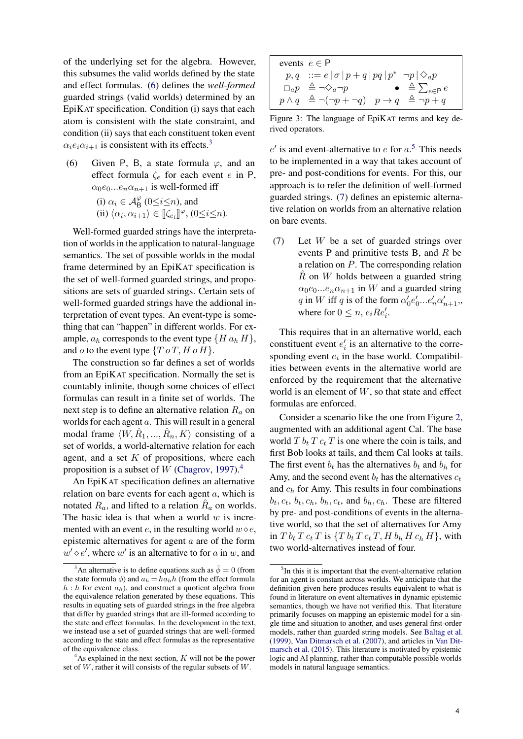of the underlying set for the algebra. However, this subsumes the valid worlds defined by the state and effect formulas. (6) defines the *well-formed* guarded strings (valid worlds) determined by an EpiKAT specification. Condition (i) says that each atom is consistent with the state constraint, and condition (ii) says that each constituent token event $\alpha_i e_i \alpha_{i+1}$ is consistent with its effects.[3]

(6) Given P, B, a state formula $\varphi$, and an effect formula $\zeta_e$ for each event $e$ in P, $\alpha_0 e_0 ... e_n \alpha_{n+1}$ is well-formed iff

(i) $\alpha_i \in \mathcal{A}^{\varphi}_{\mathsf{B}}$ $(0 \leq i \leq n)$, and

(ii) $\langle \alpha_i, \alpha_{i+1} \rangle \in [\![\zeta_{e_i}]\!]^{\varphi}$, $(0 \leq i \leq n)$.

Well-formed guarded strings have the interpretation of worlds in the application to natural-language semantics. The set of possible worlds in the modal frame determined by an EpiKAT specification is the set of well-formed guarded strings, and propositions are sets of guarded strings. Certain sets of well-formed guarded strings have the addional interpretation of event types. An event-type is something that can "happen" in different worlds. For example, $a_h$ corresponds to the event type $\{H\, a_h\, H\}$, and $o$ to the event type $\{T\, o\, T, H\, o\, H\}$.

The construction so far defines a set of worlds from an EpiKAT specification. Normally the set is countably infinite, though some choices of effect formulas can result in a finite set of worlds. The next step is to define an alternative relation $R_a$ on worlds for each agent $a$. This will result in a general modal frame $\langle W, \hat{R}_1, ..., \hat{R}_n, K \rangle$ consisting of a set of worlds, a world-alternative relation for each agent, and a set $K$ of propositions, where each proposition is a subset of $W$ (Chagrov, 1997).[4]

An EpiKAT specification defines an alternative relation on bare events for each agent $a$, which is notated $R_a$, and lifted to a relation $\hat{R}_a$ on worlds. The basic idea is that when a world $w$ is incremented with an event $e$, in the resulting world $w \diamond e$, epistemic alternatives for agent $a$ are of the form $w' \diamond e'$, where $w'$ is an alternative to for $a$ in $w$, and $e'$ is and event-alternative to $e$ for $a$.[5] This needs to be implemented in a way that takes account of pre- and post-conditions for events. For this, our approach is to refer the definition of well-formed guarded strings. (7) defines an epistemic alternative relation on worlds from an alternative relation on bare events.

| events $e \in \mathsf{P}$ | | | |
|---|---|---|---|
| $p, q$ | $::= e \mid \sigma \mid p + q \mid pq \mid p^* \mid \neg p \mid \Diamond_a p$ | | |
| $\Box_a p$ | $\triangleq \neg \Diamond_a \neg p$ | $\bullet$ | $\triangleq \sum_{e \in \mathsf{P}} e$ |
| $p \wedge q$ | $\triangleq \neg(\neg p + \neg q)$ | $p \rightarrow q$ | $\triangleq \neg p + q$ |

Figure 3: The language of EpiKAT terms and key derived operators.

(7) Let $W$ be a set of guarded strings over events P and primitive tests B, and $R$ be a relation on $P$. The corresponding relation $\hat{R}$ on $W$ holds between a guarded string $\alpha_0 e_0 ... e_n \alpha_{n+1}$ in $W$ and a guarded string $q$ in $W$ iff $q$ is of the form $\alpha'_0 e'_0 ... e'_n \alpha'_{n+1}$, where for $0 \leq n$, $e_i R e'_i$.

This requires that in an alternative world, each constituent event $e'_i$ is an alternative to the corresponding event $e_i$ in the base world. Compatibilities between events in the alternative world are enforced by the requirement that the alternative world is an element of $W$, so that state and effect formulas are enforced.

Consider a scenario like the one from Figure 2, augmented with an additional agent Cal. The base world $T\, b_t\, T\, c_t\, T$ is one where the coin is tails, and first Bob looks at tails, and them Cal looks at tails. The first event $b_t$ has the alternatives $b_t$ and $b_h$ for Amy, and the second event $b_t$ has the alternatives $c_t$ and $c_h$ for Amy. This results in four combinations $b_t, c_t$, $b_t, c_h$, $b_h, c_t$, and $b_h, c_h$. These are filtered by pre- and post-conditions of events in the alternative world, so that the set of alternatives for Amy in $T\, b_t\, T\, c_t\, T$ is $\{T\, b_t\, T\, c_t\, T, H\, b_h\, H\, c_h\, H\}$, with two world-alternatives instead of four.

---

[3] An alternative is to define equations such as $\bar{\phi} = 0$ (from the state formula $\phi$) and $a_h = h a_h h$ (from the effect formula $h : h$ for event $a_h$), and construct a quotient algebra from the equivalence relation generated by these equations. This results in equating sets of guarded strings in the free algebra that differ by guarded strings that are ill-formed according to the state and effect formulas. In the development in the text, we instead use a set of guarded strings that are well-formed according to the state and effect formulas as the representative of the equivalence class.

[4] As explained in the next section, $K$ will not be the power set of $W$, rather it will consists of the regular subsets of $W$.

[5] In this it is important that the event-alternative relation for an agent is constant across worlds. We anticipate that the definition given here produces results equivalent to what is found in literature on event alternatives in dynamic epistemic semantics, though we have not verified this. That literature primarily focuses on mapping an epistemic model for a single time and situation to another, and uses general first-order models, rather than guarded string models. See Baltag et al. (1999), Van Ditmarsch et al. (2007), and articles in Van Ditmarsch et al. (2015). This literature is motivated by epistemic logic and AI planning, rather than computable possible worlds models in natural language semantics.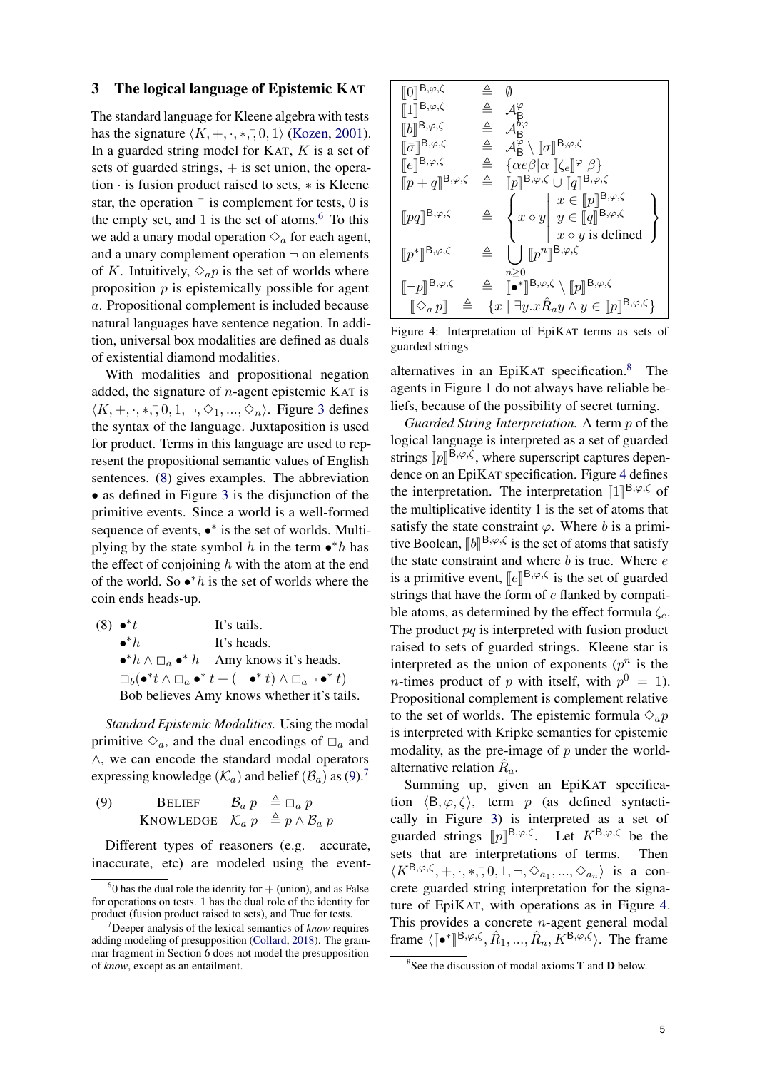## 3 The logical language of Epistemic KAT

The standard language for Kleene algebra with tests has the signature $\langle K, +, \cdot, *, ^{-}, 0, 1\rangle$ (Kozen, 2001). In a guarded string model for KAT, $K$ is a set of sets of guarded strings, $+$ is set union, the operation $\cdot$ is fusion product raised to sets, $*$ is Kleene star, the operation $^{-}$ is complement for tests, 0 is the empty set, and 1 is the set of atoms.[6] To this we add a unary modal operation $\Diamond_a$ for each agent, and a unary complement operation $\neg$ on elements of $K$. Intuitively, $\Diamond_a p$ is the set of worlds where proposition $p$ is epistemically possible for agent $a$. Propositional complement is included because natural languages have sentence negation. In addition, universal box modalities are defined as duals of existential diamond modalities.

With modalities and propositional negation added, the signature of $n$-agent epistemic KAT is $\langle K, +, \cdot, *, ^{-}, 0, 1, \neg, \Diamond_1, ..., \Diamond_n\rangle$. Figure 3 defines the syntax of the language. Juxtaposition is used for product. Terms in this language are used to represent the propositional semantic values of English sentences. (8) gives examples. The abbreviation $\bullet$ as defined in Figure 3 is the disjunction of the primitive events. Since a world is a well-formed sequence of events, $\bullet^*$ is the set of worlds. Multiplying by the state symbol $h$ in the term $\bullet^* h$ has the effect of conjoining $h$ with the atom at the end of the world. So $\bullet^* h$ is the set of worlds where the coin ends heads-up.

(8) $\bullet^* t$ — It's tails.
$\bullet^* h$ — It's heads.
$\bullet^* h \wedge \Box_a \bullet^* h$ — Amy knows it's heads.
$\Box_b(\bullet^* t \wedge \Box_a \bullet^* t + (\neg \bullet^* t) \wedge \Box_a \neg \bullet^* t)$
Bob believes Amy knows whether it's tails.

*Standard Epistemic Modalities.* Using the modal primitive $\Diamond_a$, and the dual encodings of $\Box_a$ and $\wedge$, we can encode the standard modal operators expressing knowledge ($\mathcal{K}_a$) and belief ($\mathcal{B}_a$) as (9).[7]

(9) BELIEF $\quad \mathcal{B}_a\, p \triangleq \Box_a\, p$
KNOWLEDGE $\quad \mathcal{K}_a\, p \triangleq p \wedge \mathcal{B}_a\, p$

Different types of reasoners (e.g. accurate, inaccurate, etc) are modeled using the event-alternatives in an EpiKAT specification.[8] The agents in Figure 1 do not always have reliable beliefs, because of the possibility of secret turning.

$$
\begin{aligned}
[\![0]\!]^{\mathsf{B},\varphi,\zeta} &\triangleq \emptyset\\
[\![1]\!]^{\mathsf{B},\varphi,\zeta} &\triangleq \mathcal{A}^{\varphi}_{\mathsf{B}}\\
[\![b]\!]^{\mathsf{B},\varphi,\zeta} &\triangleq \mathcal{A}^{b\varphi}_{\mathsf{B}}\\
[\![\bar{\sigma}]\!]^{\mathsf{B},\varphi,\zeta} &\triangleq \mathcal{A}^{\varphi}_{\mathsf{B}} \setminus [\![\sigma]\!]^{\mathsf{B},\varphi,\zeta}\\
[\![e]\!]^{\mathsf{B},\varphi,\zeta} &\triangleq \{\alpha e \beta \mid \alpha\, [\![\zeta_e]\!]^{\varphi}\, \beta\}\\
[\![p+q]\!]^{\mathsf{B},\varphi,\zeta} &\triangleq [\![p]\!]^{\mathsf{B},\varphi,\zeta} \cup [\![q]\!]^{\mathsf{B},\varphi,\zeta}\\
[\![pq]\!]^{\mathsf{B},\varphi,\zeta} &\triangleq \left\{ x \diamond y \;\middle|\; \begin{array}{l} x \in [\![p]\!]^{\mathsf{B},\varphi,\zeta}\\ y \in [\![q]\!]^{\mathsf{B},\varphi,\zeta}\\ x \diamond y \text{ is defined}\end{array} \right\}\\
[\![p^*]\!]^{\mathsf{B},\varphi,\zeta} &\triangleq \bigcup_{n \geq 0} [\![p^n]\!]^{\mathsf{B},\varphi,\zeta}\\
[\![\neg p]\!]^{\mathsf{B},\varphi,\zeta} &\triangleq [\![\bullet^*]\!]^{\mathsf{B},\varphi,\zeta} \setminus [\![p]\!]^{\mathsf{B},\varphi,\zeta}\\
[\![\Diamond_a\, p]\!] &\triangleq \{x \mid \exists y. x \hat{R}_a y \wedge y \in [\![p]\!]^{\mathsf{B},\varphi,\zeta}\}
\end{aligned}
$$

Figure 4: Interpretation of EpiKAT terms as sets of guarded strings

*Guarded String Interpretation.* A term $p$ of the logical language is interpreted as a set of guarded strings $[\![p]\!]^{\mathsf{B},\varphi,\zeta}$, where superscript captures dependence on an EpiKAT specification. Figure 4 defines the interpretation. The interpretation $[\![1]\!]^{\mathsf{B},\varphi,\zeta}$ of the multiplicative identity 1 is the set of atoms that satisfy the state constraint $\varphi$. Where $b$ is a primitive Boolean, $[\![b]\!]^{\mathsf{B},\varphi,\zeta}$ is the set of atoms that satisfy the state constraint and where $b$ is true. Where $e$ is a primitive event, $[\![e]\!]^{\mathsf{B},\varphi,\zeta}$ is the set of guarded strings that have the form of $e$ flanked by compatible atoms, as determined by the effect formula $\zeta_e$. The product $pq$ is interpreted with fusion product raised to sets of guarded strings. Kleene star is interpreted as the union of exponents ($p^n$ is the $n$-times product of $p$ with itself, with $p^0 = 1$). Propositional complement is complement relative to the set of worlds. The epistemic formula $\Diamond_a p$ is interpreted with Kripke semantics for epistemic modality, as the pre-image of $p$ under the world-alternative relation $\hat{R}_a$.

Summing up, given an EpiKAT specification $\langle \mathsf{B}, \varphi, \zeta\rangle$, term $p$ (as defined syntactically in Figure 3) is interpreted as a set of guarded strings $[\![p]\!]^{\mathsf{B},\varphi,\zeta}$. Let $K^{\mathsf{B},\varphi,\zeta}$ be the sets that are interpretations of terms. Then $\langle K^{\mathsf{B},\varphi,\zeta}, +, \cdot, *, ^{-}, 0, 1, \neg, \Diamond_{a_1}, ..., \Diamond_{a_n}\rangle$ is a concrete guarded string interpretation for the signature of EpiKAT, with operations as in Figure 4. This provides a concrete $n$-agent general modal frame $\langle [\![\bullet^*]\!]^{\mathsf{B},\varphi,\zeta}, \hat{R}_1, ..., \hat{R}_n, K^{\mathsf{B},\varphi,\zeta}\rangle$. The frame

[6] 0 has the dual role the identity for + (union), and as False for operations on tests. 1 has the dual role of the identity for product (fusion product raised to sets), and True for tests.

[7] Deeper analysis of the lexical semantics of *know* requires adding modeling of presupposition (Collard, 2018). The grammar fragment in Section 6 does not model the presupposition of *know*, except as an entailment.

[8] See the discussion of modal axioms **T** and **D** below.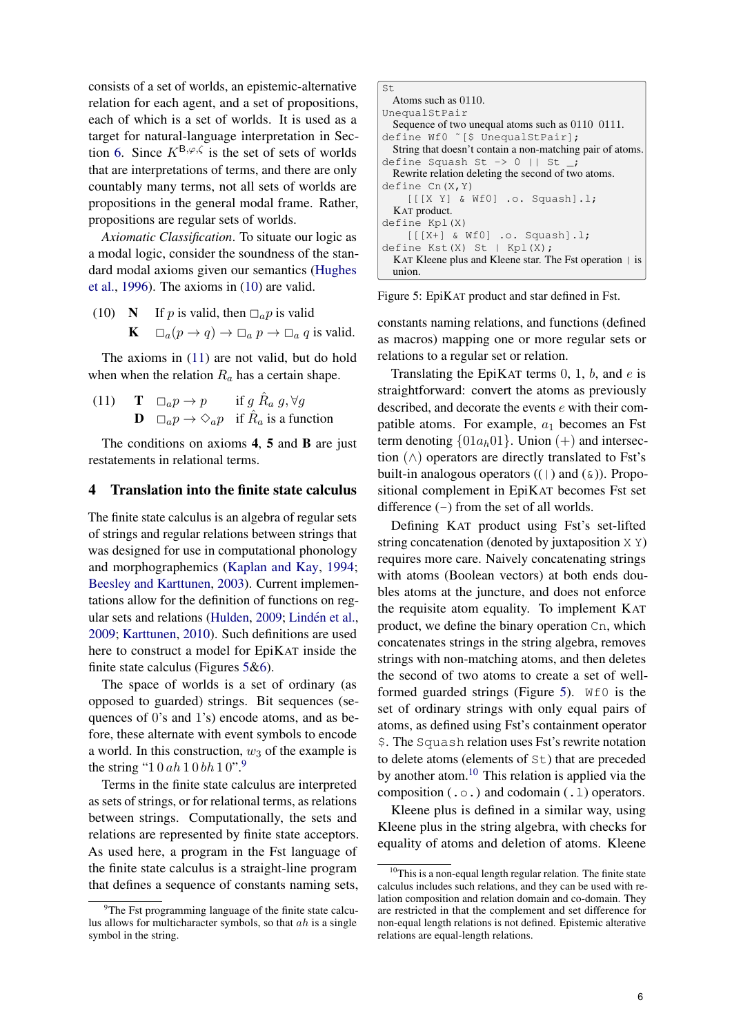consists of a set of worlds, an epistemic-alternative relation for each agent, and a set of propositions, each of which is a set of worlds. It is used as a target for natural-language interpretation in Section 6. Since $K^{\mathsf{B},\varphi,\zeta}$ is the set of sets of worlds that are interpretations of terms, and there are only countably many terms, not all sets of worlds are propositions in the general modal frame. Rather, propositions are regular sets of worlds.

*Axiomatic Classification*. To situate our logic as a modal logic, consider the soundness of the standard modal axioms given our semantics (Hughes et al., 1996). The axioms in (10) are valid.

(10) **N** If $p$ is valid, then $\Box_a p$ is valid
**K** $\Box_a(p \to q) \to \Box_a\, p \to \Box_a\, q$ is valid.

The axioms in (11) are not valid, but do hold when when the relation $R_a$ has a certain shape.

(11) **T** $\Box_a p \to p$ if $g\ \hat{R}_a\ g, \forall g$
**D** $\Box_a p \to \Diamond_a p$ if $\hat{R}_a$ is a function

The conditions on axioms **4**, **5** and **B** are just restatements in relational terms.

## 4 Translation into the finite state calculus

The finite state calculus is an algebra of regular sets of strings and regular relations between strings that was designed for use in computational phonology and morphographemics (Kaplan and Kay, 1994; Beesley and Karttunen, 2003). Current implementations allow for the definition of functions on regular sets and relations (Hulden, 2009; Lindén et al., 2009; Karttunen, 2010). Such definitions are used here to construct a model for EpiKAT inside the finite state calculus (Figures 5&6).

The space of worlds is a set of ordinary (as opposed to guarded) strings. Bit sequences (sequences of 0's and 1's) encode atoms, and as before, these alternate with event symbols to encode a world. In this construction, $w_3$ of the example is the string "$1\,0\,ah\,1\,0\,bh\,1\,0$".[9]

Terms in the finite state calculus are interpreted as sets of strings, or for relational terms, as relations between strings. Computationally, the sets and relations are represented by finite state acceptors. As used here, a program in the Fst language of the finite state calculus is a straight-line program that defines a sequence of constants naming sets,

[9]The Fst programming language of the finite state calculus allows for multicharacter symbols, so that $ah$ is a single symbol in the string.

```
St
  Atoms such as 0110.
UnequalStPair
  Sequence of two unequal atoms such as 0110 0111.
define Wf0 ~[$ UnequalStPair];
  String that doesn't contain a non-matching pair of atoms.
define Squash St -> 0 || St _;
  Rewrite relation deleting the second of two atoms.
define Cn(X,Y)
    [[[X Y] & Wf0] .o. Squash].l;
  KAT product.
define Kpl(X)
    [[[X+] & Wf0] .o. Squash].l;
define Kst(X) St | Kpl(X);
  KAT Kleene plus and Kleene star. The Fst operation | is union.
```

Figure 5: EpiKAT product and star defined in Fst.

constants naming relations, and functions (defined as macros) mapping one or more regular sets or relations to a regular set or relation.

Translating the EpiKAT terms 0, 1, $b$, and $e$ is straightforward: convert the atoms as previously described, and decorate the events $e$ with their compatible atoms. For example, $a_1$ becomes an Fst term denoting $\{01a_h01\}$. Union (+) and intersection ($\wedge$) operators are directly translated to Fst's built-in analogous operators (`(|)` and `(&)`). Propositional complement in EpiKAT becomes Fst set difference (−) from the set of all worlds.

Defining KAT product using Fst's set-lifted string concatenation (denoted by juxtaposition `X Y`) requires more care. Naively concatenating strings with atoms (Boolean vectors) at both ends doubles atoms at the juncture, and does not enforce the requisite atom equality. To implement KAT product, we define the binary operation `Cn`, which concatenates strings in the string algebra, removes strings with non-matching atoms, and then deletes the second of two atoms to create a set of well-formed guarded strings (Figure 5). `Wf0` is the set of ordinary strings with only equal pairs of atoms, as defined using Fst's containment operator `$`. The `Squash` relation uses Fst's rewrite notation to delete atoms (elements of `St`) that are preceded by another atom.[10] This relation is applied via the composition (`.o.`) and codomain (`.l`) operators.

Kleene plus is defined in a similar way, using Kleene plus in the string algebra, with checks for equality of atoms and deletion of atoms. Kleene

[10]This is a non-equal length regular relation. The finite state calculus includes such relations, and they can be used with relation composition and relation domain and co-domain. They are restricted in that the complement and set difference for non-equal length relations is not defined. Epistemic alterative relations are equal-length relations.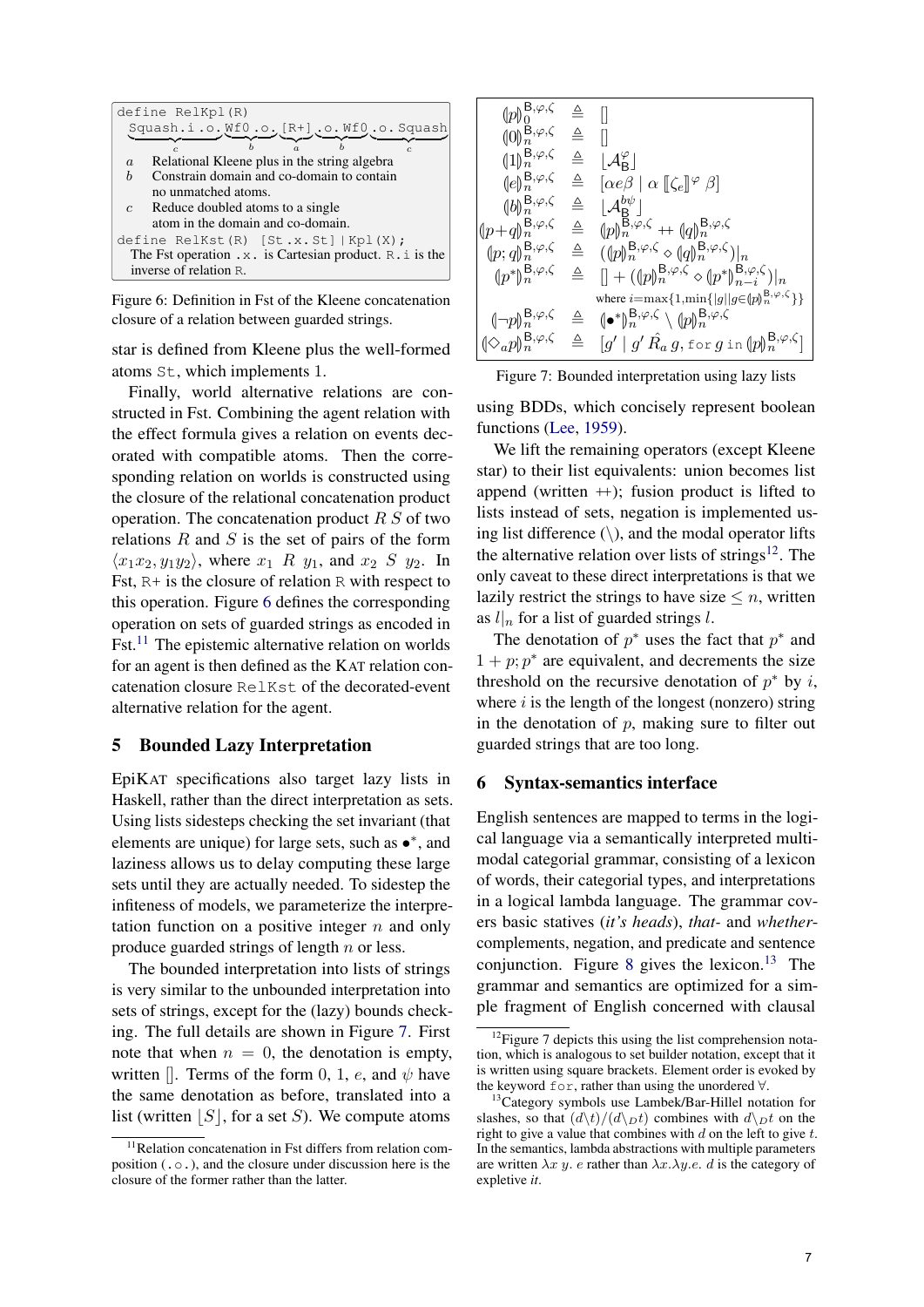```
define RelKpl(R)
  Squash.i .o. Wf0 .o. [R+] .o. Wf0 .o. Squash
     c          b       a       b        c
```

*a* Relational Kleene plus in the string algebra
*b* Constrain domain and co-domain to contain no unmatched atoms.
*c* Reduce doubled atoms to a single atom in the domain and co-domain.

```
define RelKst(R) [St.x.St]|Kpl(X);
```

The Fst operation `.x.` is Cartesian product. `R.i` is the inverse of relation `R`.

Figure 6: Definition in Fst of the Kleene concatenation closure of a relation between guarded strings.

star is defined from Kleene plus the well-formed atoms `St`, which implements 1.

Finally, world alternative relations are constructed in Fst. Combining the agent relation with the effect formula gives a relation on events decorated with compatible atoms. Then the corresponding relation on worlds is constructed using the closure of the relational concatenation product operation. The concatenation product $R\ S$ of two relations $R$ and $S$ is the set of pairs of the form $\langle x_1 x_2, y_1 y_2 \rangle$, where $x_1\ R\ y_1$, and $x_2\ S\ y_2$. In Fst, `R+` is the closure of relation `R` with respect to this operation. Figure 6 defines the corresponding operation on sets of guarded strings as encoded in Fst.[11] The epistemic alternative relation on worlds for an agent is then defined as the KAT relation concatenation closure `RelKst` of the decorated-event alternative relation for the agent.

## 5 Bounded Lazy Interpretation

EpiKAT specifications also target lazy lists in Haskell, rather than the direct interpretation as sets. Using lists sidesteps checking the set invariant (that elements are unique) for large sets, such as $\bullet^*$, and laziness allows us to delay computing these large sets until they are actually needed. To sidestep the infiteness of models, we parameterize the interpretation function on a positive integer $n$ and only produce guarded strings of length $n$ or less.

The bounded interpretation into lists of strings is very similar to the unbounded interpretation into sets of strings, except for the (lazy) bounds checking. The full details are shown in Figure 7. First note that when $n = 0$, the denotation is empty, written $[]$. Terms of the form 0, 1, $e$, and $\psi$ have the same denotation as before, translated into a list (written $\lfloor S \rfloor$, for a set $S$). We compute atoms

$$
\begin{array}{lcl}
(\!|p|\!)_0^{\mathsf{B},\varphi,\zeta} & \triangleq & [] \\
(\!|0|\!)_n^{\mathsf{B},\varphi,\zeta} & \triangleq & [] \\
(\!|1|\!)_n^{\mathsf{B},\varphi,\zeta} & \triangleq & \lfloor \mathcal{A}_{\mathsf{B}}^{\varphi} \rfloor \\
(\!|e|\!)_n^{\mathsf{B},\varphi,\zeta} & \triangleq & [\alpha e \beta \mid \alpha\ [\![\zeta_e]\!]^{\varphi}\ \beta] \\
(\!|b|\!)_n^{\mathsf{B},\varphi,\zeta} & \triangleq & \lfloor \mathcal{A}_{\mathsf{B}}^{b\psi} \rfloor \\
(\!|p+q|\!)_n^{\mathsf{B},\varphi,\zeta} & \triangleq & (\!|p|\!)_n^{\mathsf{B},\varphi,\zeta} +\!\!+ (\!|q|\!)_n^{\mathsf{B},\varphi,\zeta} \\
(\!|p;q|\!)_n^{\mathsf{B},\varphi,\zeta} & \triangleq & ((\!|p|\!)_n^{\mathsf{B},\varphi,\zeta} \diamond (\!|q|\!)_n^{\mathsf{B},\varphi,\zeta})|_n \\
(\!|p^*|\!)_n^{\mathsf{B},\varphi,\zeta} & \triangleq & [] + ((\!|p|\!)_n^{\mathsf{B},\varphi,\zeta} \diamond (\!|p^*|\!)_{n-i}^{\mathsf{B},\varphi,\zeta})|_n \\
 & & \text{where } i = \max\{1, \min\{|g| \mid g \in (\!|p|\!)_n^{\mathsf{B},\varphi,\zeta}\}\} \\
(\!|\neg p|\!)_n^{\mathsf{B},\varphi,\zeta} & \triangleq & (\!|\bullet^*|\!)_n^{\mathsf{B},\varphi,\zeta} \setminus (\!|p|\!)_n^{\mathsf{B},\varphi,\zeta} \\
(\!|\Diamond_a p|\!)_n^{\mathsf{B},\varphi,\zeta} & \triangleq & [g' \mid g'\ \hat{R}_a\ g, \texttt{for}\ g\ \texttt{in}\ (\!|p|\!)_n^{\mathsf{B},\varphi,\zeta}]
\end{array}
$$

Figure 7: Bounded interpretation using lazy lists

using BDDs, which concisely represent boolean functions (Lee, 1959).

We lift the remaining operators (except Kleene star) to their list equivalents: union becomes list append (written $+\!\!+$); fusion product is lifted to lists instead of sets, negation is implemented using list difference ($\setminus$), and the modal operator lifts the alternative relation over lists of strings[12]. The only caveat to these direct interpretations is that we lazily restrict the strings to have size $\leq n$, written as $l|_n$ for a list of guarded strings $l$.

The denotation of $p^*$ uses the fact that $p^*$ and $1 + p; p^*$ are equivalent, and decrements the size threshold on the recursive denotation of $p^*$ by $i$, where $i$ is the length of the longest (nonzero) string in the denotation of $p$, making sure to filter out guarded strings that are too long.

## 6 Syntax-semantics interface

English sentences are mapped to terms in the logical language via a semantically interpreted multimodal categorial grammar, consisting of a lexicon of words, their categorial types, and interpretations in a logical lambda language. The grammar covers basic statives (*it's heads*), *that*- and *whether*-complements, negation, and predicate and sentence conjunction. Figure 8 gives the lexicon.[13] The grammar and semantics are optimized for a simple fragment of English concerned with clausal

[11] Relation concatenation in Fst differs from relation composition (`.o.`), and the closure under discussion here is the closure of the former rather than the latter.

[12] Figure 7 depicts this using the list comprehension notation, which is analogous to set builder notation, except that it is written using square brackets. Element order is evoked by the keyword `for`, rather than using the unordered $\forall$.

[13] Category symbols use Lambek/Bar-Hillel notation for slashes, so that $(d\backslash t)/(d\backslash_D t)$ combines with $d\backslash_D t$ on the right to give a value that combines with $d$ on the left to give $t$. In the semantics, lambda abstractions with multiple parameters are written $\lambda x\ y.\ e$ rather than $\lambda x.\lambda y.e$. $d$ is the category of expletive *it*.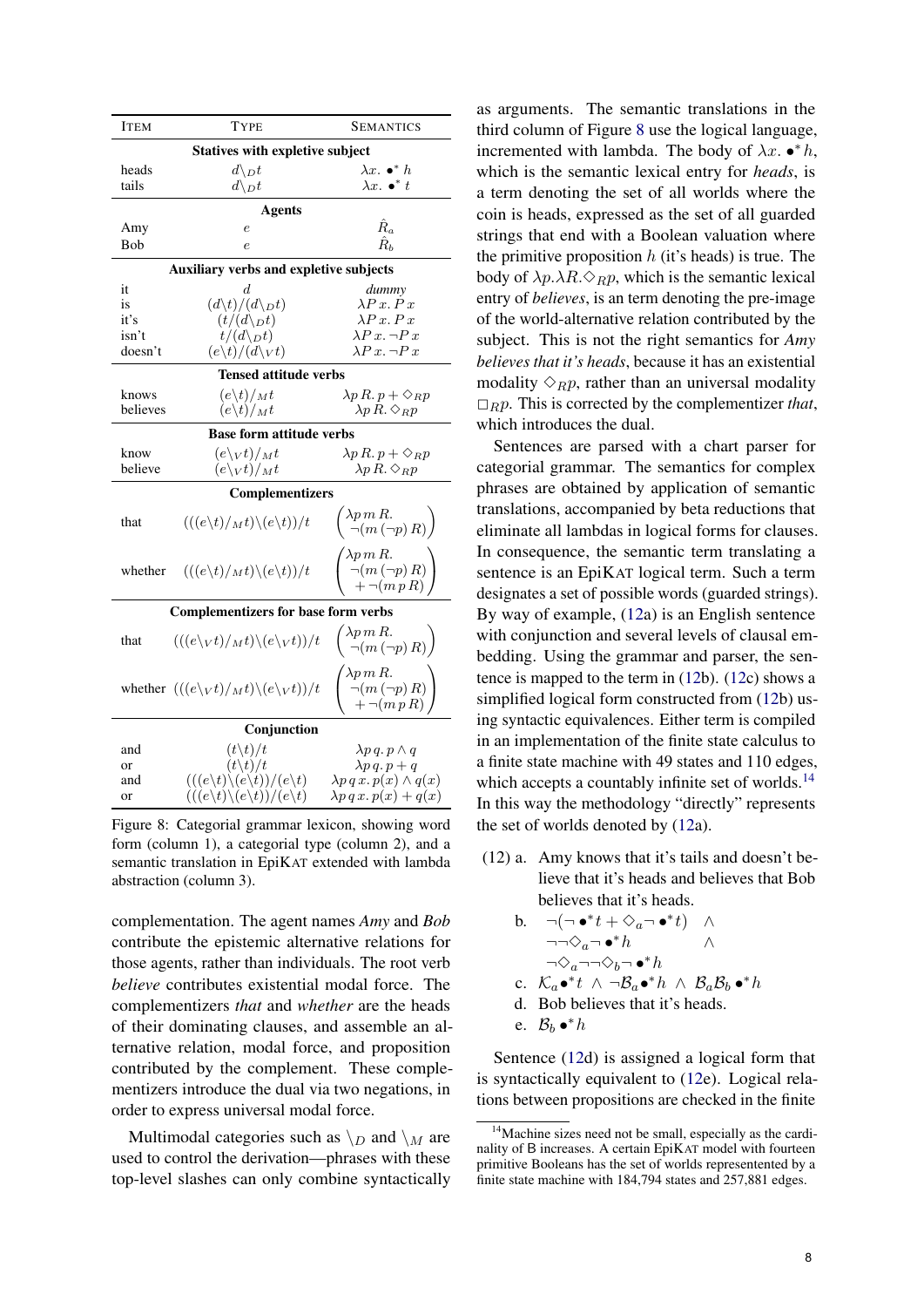| ITEM | TYPE | SEMANTICS |
|---|---|---|
| **Statives with expletive subject** | | |
| heads | $d\backslash_D t$ | $\lambda x.\ \bullet^*\ h$ |
| tails | $d\backslash_D t$ | $\lambda x.\ \bullet^*\ t$ |
| **Agents** | | |
| Amy | $e$ | $\hat{R}_a$ |
| Bob | $e$ | $\hat{R}_b$ |
| **Auxiliary verbs and expletive subjects** | | |
| it | $d$ | *dummy* |
| is | $(d\backslash t)/(d\backslash_D t)$ | $\lambda P\, x.\, P\, x$ |
| it's | $(t/(d\backslash_D t)$ | $\lambda P\, x.\, P\, x$ |
| isn't | $t/(d\backslash_D t)$ | $\lambda P\, x.\, \neg P\, x$ |
| doesn't | $(e\backslash t)/(d\backslash_V t)$ | $\lambda P\, x.\, \neg P\, x$ |
| **Tensed attitude verbs** | | |
| knows | $(e\backslash t)/_M t$ | $\lambda p\, R.\, p + \Diamond_R p$ |
| believes | $(e\backslash t)/_M t$ | $\lambda p\, R.\, \Diamond_R p$ |
| **Base form attitude verbs** | | |
| know | $(e\backslash_V t)/_M t$ | $\lambda p\, R.\, p + \Diamond_R p$ |
| believe | $(e\backslash_V t)/_M t$ | $\lambda p\, R.\, \Diamond_R p$ |
| **Complementizers** | | |
| that | $(((e\backslash t)/_M t)\backslash(e\backslash t))/t$ | $\left(\begin{array}{l}\lambda p\, m\, R.\\ \neg(m\,(\neg p)\, R)\end{array}\right)$ |
| whether | $(((e\backslash t)/_M t)\backslash(e\backslash t))/t$ | $\left(\begin{array}{l}\lambda p\, m\, R.\\ \neg(m\,(\neg p)\, R)\\ +\neg(m\, p\, R)\end{array}\right)$ |
| **Complementizers for base form verbs** | | |
| that | $(((e\backslash_V t)/_M t)\backslash(e\backslash_V t))/t$ | $\left(\begin{array}{l}\lambda p\, m\, R.\\ \neg(m\,(\neg p)\, R)\end{array}\right)$ |
| whether | $(((e\backslash_V t)/_M t)\backslash(e\backslash_V t))/t$ | $\left(\begin{array}{l}\lambda p\, m\, R.\\ \neg(m\,(\neg p)\, R)\\ +\neg(m\, p\, R)\end{array}\right)$ |
| **Conjunction** | | |
| and | $(t\backslash t)/t$ | $\lambda p\, q.\, p \wedge q$ |
| or | $(t\backslash t)/t$ | $\lambda p\, q.\, p + q$ |
| and | $(((e\backslash t)\backslash(e\backslash t))/(e\backslash t)$ | $\lambda p\, q\, x.\, p(x) \wedge q(x)$ |
| or | $(((e\backslash t)\backslash(e\backslash t))/(e\backslash t)$ | $\lambda p\, q\, x.\, p(x) + q(x)$ |

Figure 8: Categorial grammar lexicon, showing word form (column 1), a categorial type (column 2), and a semantic translation in EpiKAT extended with lambda abstraction (column 3).

complementation. The agent names *Amy* and *Bob* contribute the epistemic alternative relations for those agents, rather than individuals. The root verb *believe* contributes existential modal force. The complementizers *that* and *whether* are the heads of their dominating clauses, and assemble an alternative relation, modal force, and proposition contributed by the complement. These complementizers introduce the dual via two negations, in order to express universal modal force.

Multimodal categories such as $\backslash_D$ and $\backslash_M$ are used to control the derivation—phrases with these top-level slashes can only combine syntactically as arguments. The semantic translations in the third column of Figure 8 use the logical language, incremented with lambda. The body of $\lambda x.\ \bullet^* h$, which is the semantic lexical entry for *heads*, is a term denoting the set of all worlds where the coin is heads, expressed as the set of all guarded strings that end with a Boolean valuation where the primitive proposition $h$ (it's heads) is true. The body of $\lambda p.\lambda R.\Diamond_R p$, which is the semantic lexical entry of *believes*, is an term denoting the pre-image of the world-alternative relation contributed by the subject. This is not the right semantics for *Amy believes that it's heads*, because it has an existential modality $\Diamond_R p$, rather than an universal modality $\Box_R p$. This is corrected by the complementizer *that*, which introduces the dual.

Sentences are parsed with a chart parser for categorial grammar. The semantics for complex phrases are obtained by application of semantic translations, accompanied by beta reductions that eliminate all lambdas in logical forms for clauses. In consequence, the semantic term translating a sentence is an EpiKAT logical term. Such a term designates a set of possible words (guarded strings). By way of example, (12a) is an English sentence with conjunction and several levels of clausal embedding. Using the grammar and parser, the sentence is mapped to the term in (12b). (12c) shows a simplified logical form constructed from (12b) using syntactic equivalences. Either term is compiled in an implementation of the finite state calculus to a finite state machine with 49 states and 110 edges, which accepts a countably infinite set of worlds.[14] In this way the methodology "directly" represents the set of worlds denoted by (12a).

(12) a. Amy knows that it's tails and doesn't believe that it's heads and believes that Bob believes that it's heads.

b. $\neg(\neg\bullet^* t + \Diamond_a \neg\bullet^* t) \quad \wedge$
$\neg\neg\Diamond_a \neg\bullet^* h \quad \wedge$
$\neg\Diamond_a \neg\neg\Diamond_b \neg\bullet^* h$

c. $\mathcal{K}_a \bullet^* t \ \wedge\ \neg\mathcal{B}_a \bullet^* h \ \wedge\ \mathcal{B}_a\mathcal{B}_b \bullet^* h$

d. Bob believes that it's heads.

e. $\mathcal{B}_b \bullet^* h$

Sentence (12d) is assigned a logical form that is syntactically equivalent to (12e). Logical relations between propositions are checked in the finite

[14] Machine sizes need not be small, especially as the cardinality of B increases. A certain EpiKAT model with fourteen primitive Booleans has the set of worlds represented by a finite state machine with 184,794 states and 257,881 edges.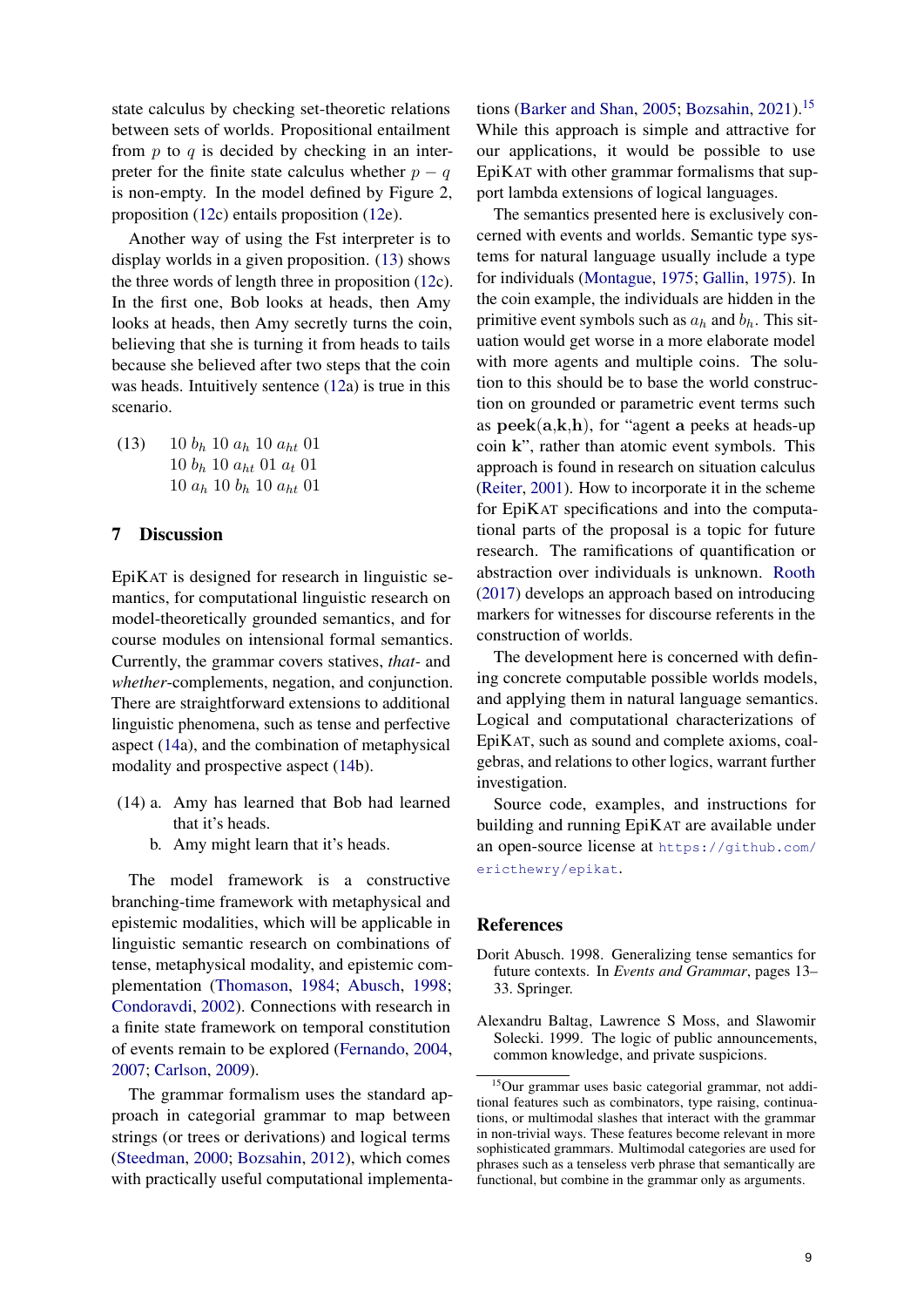state calculus by checking set-theoretic relations between sets of worlds. Propositional entailment from $p$ to $q$ is decided by checking in an interpreter for the finite state calculus whether $p - q$ is non-empty. In the model defined by Figure 2, proposition (12c) entails proposition (12e).

Another way of using the Fst interpreter is to display worlds in a given proposition. (13) shows the three words of length three in proposition (12c). In the first one, Bob looks at heads, then Amy looks at heads, then Amy secretly turns the coin, believing that she is turning it from heads to tails because she believed after two steps that the coin was heads. Intuitively sentence (12a) is true in this scenario.

(13) 10 $b_h$ 10 $a_h$ 10 $a_{ht}$ 01
10 $b_h$ 10 $a_{ht}$ 01 $a_t$ 01
10 $a_h$ 10 $b_h$ 10 $a_{ht}$ 01

## 7 Discussion

EpiKAT is designed for research in linguistic semantics, for computational linguistic research on model-theoretically grounded semantics, and for course modules on intensional formal semantics. Currently, the grammar covers statives, *that*- and *whether*-complements, negation, and conjunction. There are straightforward extensions to additional linguistic phenomena, such as tense and perfective aspect (14a), and the combination of metaphysical modality and prospective aspect (14b).

(14) a. Amy has learned that Bob had learned that it's heads.
b. Amy might learn that it's heads.

The model framework is a constructive branching-time framework with metaphysical and epistemic modalities, which will be applicable in linguistic semantic research on combinations of tense, metaphysical modality, and epistemic complementation (Thomason, 1984; Abusch, 1998; Condoravdi, 2002). Connections with research in a finite state framework on temporal constitution of events remain to be explored (Fernando, 2004, 2007; Carlson, 2009).

The grammar formalism uses the standard approach in categorial grammar to map between strings (or trees or derivations) and logical terms (Steedman, 2000; Bozsahin, 2012), which comes with practically useful computational implementations (Barker and Shan, 2005; Bozsahin, 2021).[15] While this approach is simple and attractive for our applications, it would be possible to use EpiKAT with other grammar formalisms that support lambda extensions of logical languages.

The semantics presented here is exclusively concerned with events and worlds. Semantic type systems for natural language usually include a type for individuals (Montague, 1975; Gallin, 1975). In the coin example, the individuals are hidden in the primitive event symbols such as $a_h$ and $b_h$. This situation would get worse in a more elaborate model with more agents and multiple coins. The solution to this should be to base the world construction on grounded or parametric event terms such as $\mathbf{peek}(\mathbf{a},\mathbf{k},\mathbf{h})$, for "agent $\mathbf{a}$ peeks at heads-up coin $\mathbf{k}$", rather than atomic event symbols. This approach is found in research on situation calculus (Reiter, 2001). How to incorporate it in the scheme for EpiKAT specifications and into the computational parts of the proposal is a topic for future research. The ramifications of quantification or abstraction over individuals is unknown. Rooth (2017) develops an approach based on introducing markers for witnesses for discourse referents in the construction of worlds.

The development here is concerned with defining concrete computable possible worlds models, and applying them in natural language semantics. Logical and computational characterizations of EpiKAT, such as sound and complete axioms, coalgebras, and relations to other logics, warrant further investigation.

Source code, examples, and instructions for building and running EpiKAT are available under an open-source license at `https://github.com/ericthewry/epikat`.

## References

Dorit Abusch. 1998. Generalizing tense semantics for future contexts. In *Events and Grammar*, pages 13–33. Springer.

Alexandru Baltag, Lawrence S Moss, and Slawomir Solecki. 1999. The logic of public announcements, common knowledge, and private suspicions.

[15] Our grammar uses basic categorial grammar, not additional features such as combinators, type raising, continuations, or multimodal slashes that interact with the grammar in non-trivial ways. These features become relevant in more sophisticated grammars. Multimodal categories are used for phrases such as a tenseless verb phrase that semantically are functional, but combine in the grammar only as arguments.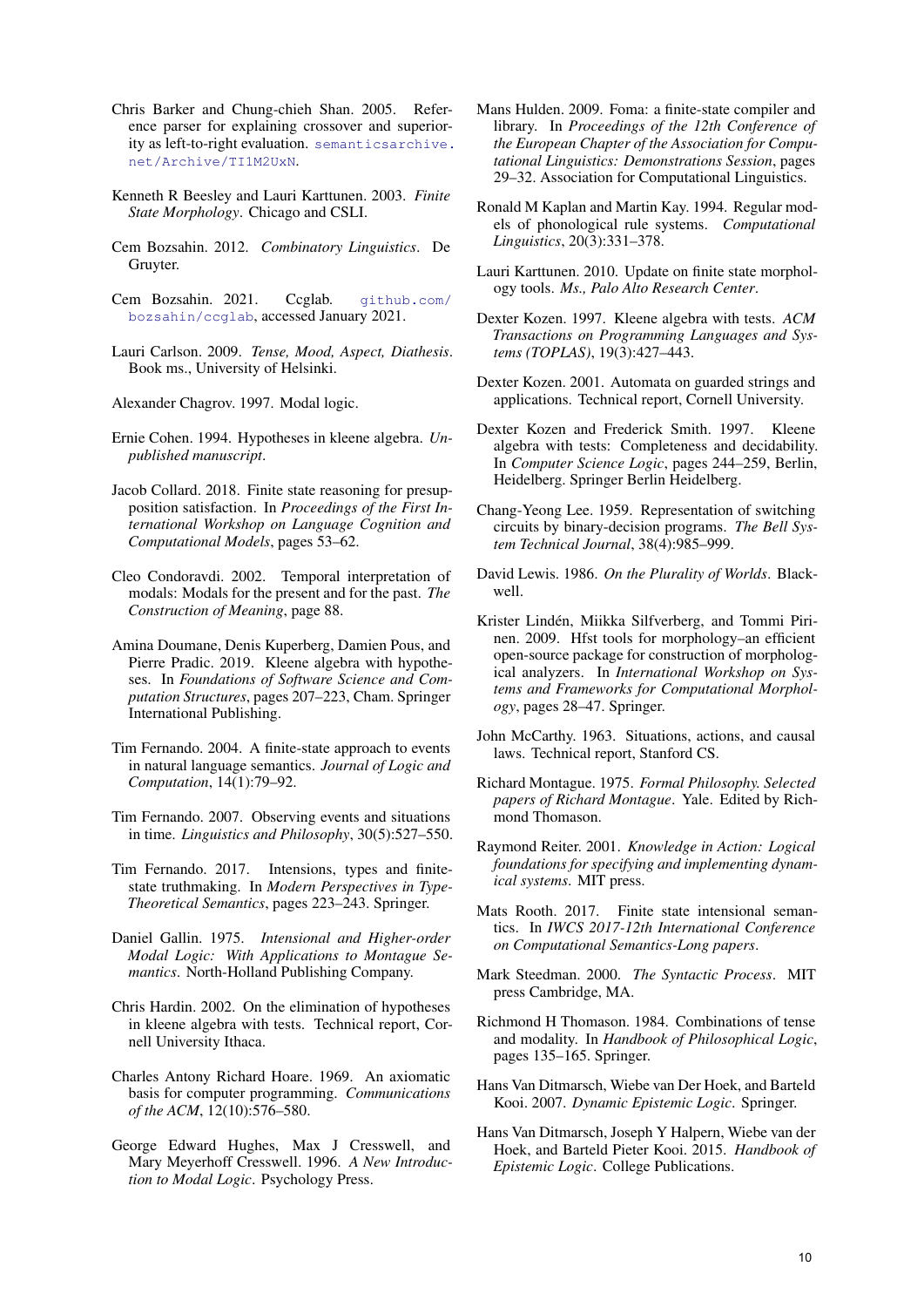Chris Barker and Chung-chieh Shan. 2005. Reference parser for explaining crossover and superiority as left-to-right evaluation. semanticsarchive.net/Archive/TI1M2UxN.

Kenneth R Beesley and Lauri Karttunen. 2003. *Finite State Morphology*. Chicago and CSLI.

Cem Bozsahin. 2012. *Combinatory Linguistics*. De Gruyter.

Cem Bozsahin. 2021. Ccglab. github.com/bozsahin/ccglab, accessed January 2021.

Lauri Carlson. 2009. *Tense, Mood, Aspect, Diathesis*. Book ms., University of Helsinki.

Alexander Chagrov. 1997. Modal logic.

Ernie Cohen. 1994. Hypotheses in kleene algebra. *Unpublished manuscript*.

Jacob Collard. 2018. Finite state reasoning for presupposition satisfaction. In *Proceedings of the First International Workshop on Language Cognition and Computational Models*, pages 53–62.

Cleo Condoravdi. 2002. Temporal interpretation of modals: Modals for the present and for the past. *The Construction of Meaning*, page 88.

Amina Doumane, Denis Kuperberg, Damien Pous, and Pierre Pradic. 2019. Kleene algebra with hypotheses. In *Foundations of Software Science and Computation Structures*, pages 207–223, Cham. Springer International Publishing.

Tim Fernando. 2004. A finite-state approach to events in natural language semantics. *Journal of Logic and Computation*, 14(1):79–92.

Tim Fernando. 2007. Observing events and situations in time. *Linguistics and Philosophy*, 30(5):527–550.

Tim Fernando. 2017. Intensions, types and finite-state truthmaking. In *Modern Perspectives in Type-Theoretical Semantics*, pages 223–243. Springer.

Daniel Gallin. 1975. *Intensional and Higher-order Modal Logic: With Applications to Montague Semantics*. North-Holland Publishing Company.

Chris Hardin. 2002. On the elimination of hypotheses in kleene algebra with tests. Technical report, Cornell University Ithaca.

Charles Antony Richard Hoare. 1969. An axiomatic basis for computer programming. *Communications of the ACM*, 12(10):576–580.

George Edward Hughes, Max J Cresswell, and Mary Meyerhoff Cresswell. 1996. *A New Introduction to Modal Logic*. Psychology Press.

Mans Hulden. 2009. Foma: a finite-state compiler and library. In *Proceedings of the 12th Conference of the European Chapter of the Association for Computational Linguistics: Demonstrations Session*, pages 29–32. Association for Computational Linguistics.

Ronald M Kaplan and Martin Kay. 1994. Regular models of phonological rule systems. *Computational Linguistics*, 20(3):331–378.

Lauri Karttunen. 2010. Update on finite state morphology tools. *Ms., Palo Alto Research Center*.

Dexter Kozen. 1997. Kleene algebra with tests. *ACM Transactions on Programming Languages and Systems (TOPLAS)*, 19(3):427–443.

Dexter Kozen. 2001. Automata on guarded strings and applications. Technical report, Cornell University.

Dexter Kozen and Frederick Smith. 1997. Kleene algebra with tests: Completeness and decidability. In *Computer Science Logic*, pages 244–259, Berlin, Heidelberg. Springer Berlin Heidelberg.

Chang-Yeong Lee. 1959. Representation of switching circuits by binary-decision programs. *The Bell System Technical Journal*, 38(4):985–999.

David Lewis. 1986. *On the Plurality of Worlds*. Blackwell.

Krister Lindén, Miikka Silfverberg, and Tommi Pirinen. 2009. Hfst tools for morphology–an efficient open-source package for construction of morphological analyzers. In *International Workshop on Systems and Frameworks for Computational Morphology*, pages 28–47. Springer.

John McCarthy. 1963. Situations, actions, and causal laws. Technical report, Stanford CS.

Richard Montague. 1975. *Formal Philosophy. Selected papers of Richard Montague*. Yale. Edited by Richmond Thomason.

Raymond Reiter. 2001. *Knowledge in Action: Logical foundations for specifying and implementing dynamical systems*. MIT press.

Mats Rooth. 2017. Finite state intensional semantics. In *IWCS 2017-12th International Conference on Computational Semantics-Long papers*.

Mark Steedman. 2000. *The Syntactic Process*. MIT press Cambridge, MA.

Richmond H Thomason. 1984. Combinations of tense and modality. In *Handbook of Philosophical Logic*, pages 135–165. Springer.

Hans Van Ditmarsch, Wiebe van Der Hoek, and Barteld Kooi. 2007. *Dynamic Epistemic Logic*. Springer.

Hans Van Ditmarsch, Joseph Y Halpern, Wiebe van der Hoek, and Barteld Pieter Kooi. 2015. *Handbook of Epistemic Logic*. College Publications.